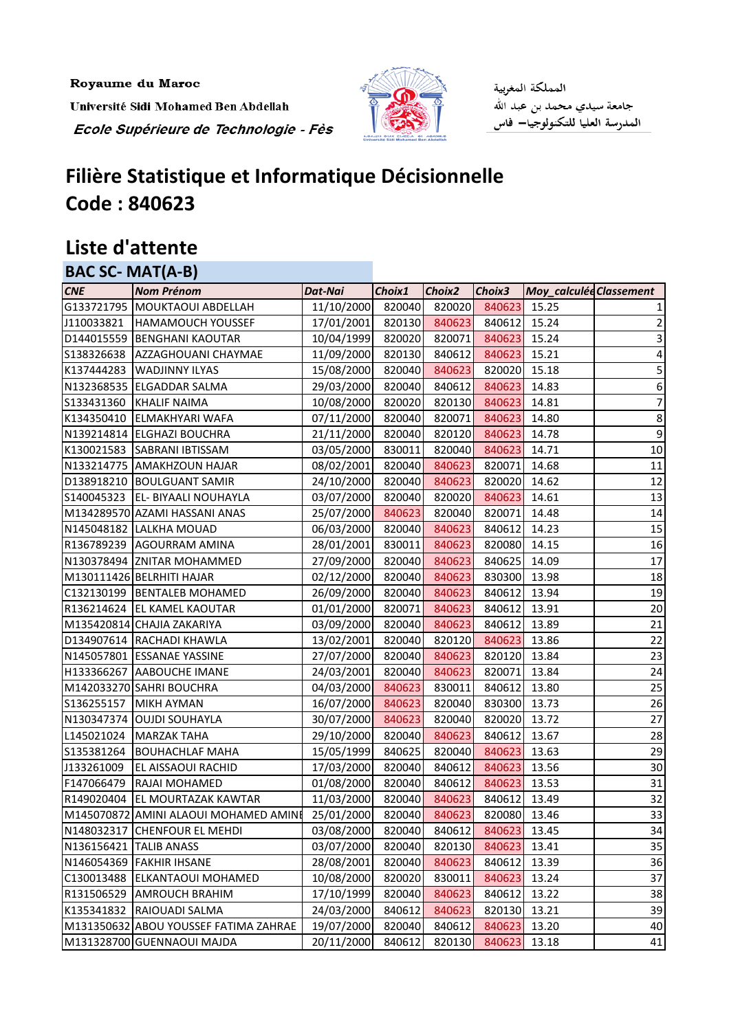Royaume du Maroc

Université Sidi Mohamed Ben Abdellah

*Ecole Supérieure de Technologie - Fès*

المملكة المغربية

جامعة سيدي محمد بن عبد الله

المدرسة العليا للتكنولوجيا – فاس

# Filière Statistique et Informatique Décisionnelle
# Code : 840623

## Liste d'attente

### BAC SC- MAT(A-B)

| CNE | Nom Prénom | Dat-Nai | Choix1 | Choix2 | Choix3 | Moy_calculée | Classement |
|---|---|---|---|---|---|---|---|
| G133721795 | MOUKTAOUI ABDELLAH | 11/10/2000 | 820040 | 820020 | 840623 | 15.25 | 1 |
| J110033821 | HAMAMOUCH YOUSSEF | 17/01/2001 | 820130 | 840623 | 840612 | 15.24 | 2 |
| D144015559 | BENGHANI KAOUTAR | 10/04/1999 | 820020 | 820071 | 840623 | 15.24 | 3 |
| S138326638 | AZZAGHOUANI CHAYMAE | 11/09/2000 | 820130 | 840612 | 840623 | 15.21 | 4 |
| K137444283 | WADJINNY ILYAS | 15/08/2000 | 820040 | 840623 | 820020 | 15.18 | 5 |
| N132368535 | ELGADDAR SALMA | 29/03/2000 | 820040 | 840612 | 840623 | 14.83 | 6 |
| S133431360 | KHALIF NAIMA | 10/08/2000 | 820020 | 820130 | 840623 | 14.81 | 7 |
| K134350410 | ELMAKHYARI WAFA | 07/11/2000 | 820040 | 820071 | 840623 | 14.80 | 8 |
| N139214814 | ELGHAZI BOUCHRA | 21/11/2000 | 820040 | 820120 | 840623 | 14.78 | 9 |
| K130021583 | SABRANI IBTISSAM | 03/05/2000 | 830011 | 820040 | 840623 | 14.71 | 10 |
| N133214775 | AMAKHZOUN HAJAR | 08/02/2001 | 820040 | 840623 | 820071 | 14.68 | 11 |
| D138918210 | BOULGUANT SAMIR | 24/10/2000 | 820040 | 840623 | 820020 | 14.62 | 12 |
| S140045323 | EL- BIYAALI NOUHAYLA | 03/07/2000 | 820040 | 820020 | 840623 | 14.61 | 13 |
| M134289570 | AZAMI HASSANI ANAS | 25/07/2000 | 840623 | 820040 | 820071 | 14.48 | 14 |
| N145048182 | LALKHA MOUAD | 06/03/2000 | 820040 | 840623 | 840612 | 14.23 | 15 |
| R136789239 | AGOURRAM AMINA | 28/01/2001 | 830011 | 840623 | 820080 | 14.15 | 16 |
| N130378494 | ZNITAR MOHAMMED | 27/09/2000 | 820040 | 840623 | 840625 | 14.09 | 17 |
| M130111426 | BELRHITI HAJAR | 02/12/2000 | 820040 | 840623 | 830300 | 13.98 | 18 |
| C132130199 | BENTALEB MOHAMED | 26/09/2000 | 820040 | 840623 | 840612 | 13.94 | 19 |
| R136214624 | EL KAMEL KAOUTAR | 01/01/2000 | 820071 | 840623 | 840612 | 13.91 | 20 |
| M135420814 | CHAJIA ZAKARIYA | 03/09/2000 | 820040 | 840623 | 840612 | 13.89 | 21 |
| D134907614 | RACHADI KHAWLA | 13/02/2001 | 820040 | 820120 | 840623 | 13.86 | 22 |
| N145057801 | ESSANAE YASSINE | 27/07/2000 | 820040 | 840623 | 820120 | 13.84 | 23 |
| H133366267 | AABOUCHE IMANE | 24/03/2001 | 820040 | 840623 | 820071 | 13.84 | 24 |
| M142033270 | SAHRI BOUCHRA | 04/03/2000 | 840623 | 830011 | 840612 | 13.80 | 25 |
| S136255157 | MIKH AYMAN | 16/07/2000 | 840623 | 820040 | 830300 | 13.73 | 26 |
| N130347374 | OUJDI SOUHAYLA | 30/07/2000 | 840623 | 820040 | 820020 | 13.72 | 27 |
| L145021024 | MARZAK TAHA | 29/10/2000 | 820040 | 840623 | 840612 | 13.67 | 28 |
| S135381264 | BOUHACHLAF MAHA | 15/05/1999 | 840625 | 820040 | 840623 | 13.63 | 29 |
| J133261009 | EL AISSAOUI RACHID | 17/03/2000 | 820040 | 840612 | 840623 | 13.56 | 30 |
| F147066479 | RAJAI MOHAMED | 01/08/2000 | 820040 | 840612 | 840623 | 13.53 | 31 |
| R149020404 | EL MOURTAZAK KAWTAR | 11/03/2000 | 820040 | 840623 | 840612 | 13.49 | 32 |
| M145070872 | AMINI ALAOUI MOHAMED AMINE | 25/01/2000 | 820040 | 840623 | 820080 | 13.46 | 33 |
| N148032317 | CHENFOUR EL MEHDI | 03/08/2000 | 820040 | 840612 | 840623 | 13.45 | 34 |
| N136156421 | TALIB ANASS | 03/07/2000 | 820040 | 820130 | 840623 | 13.41 | 35 |
| N146054369 | FAKHIR IHSANE | 28/08/2001 | 820040 | 840623 | 840612 | 13.39 | 36 |
| C130013488 | ELKANTAOUI MOHAMED | 10/08/2000 | 820020 | 830011 | 840623 | 13.24 | 37 |
| R131506529 | AMROUCH BRAHIM | 17/10/1999 | 820040 | 840623 | 840612 | 13.22 | 38 |
| K135341832 | RAIOUADI SALMA | 24/03/2000 | 840612 | 840623 | 820130 | 13.21 | 39 |
| M131350632 | ABOU YOUSSEF FATIMA ZAHRAE | 19/07/2000 | 820040 | 840612 | 840623 | 13.20 | 40 |
| M131328700 | GUENNAOUI MAJDA | 20/11/2000 | 840612 | 820130 | 840623 | 13.18 | 41 |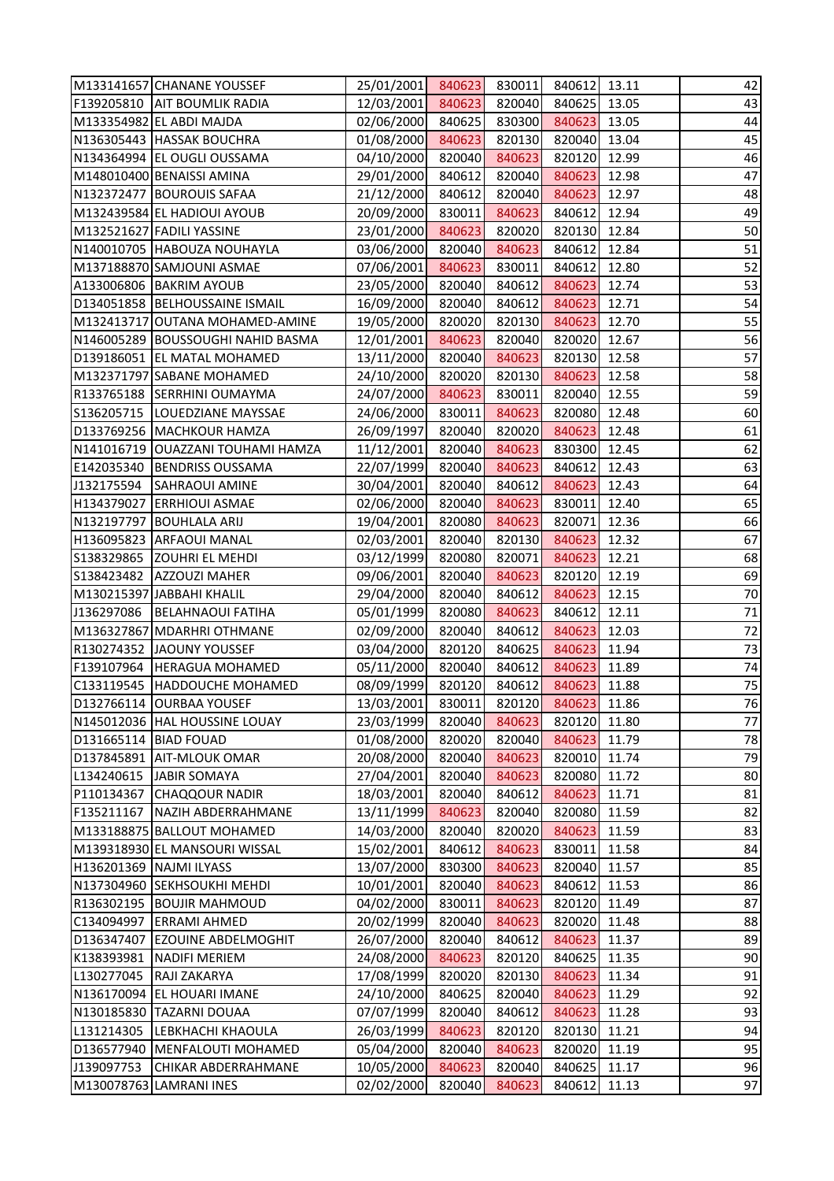| | | | | | | | |
|---|---|---|---|---|---|---|---|
| M133141657 | CHANANE YOUSSEF | 25/01/2001 | 840623 | 830011 | 840612 | 13.11 | 42 |
| F139205810 | AIT BOUMLIK RADIA | 12/03/2001 | 840623 | 820040 | 840625 | 13.05 | 43 |
| M133354982 | EL ABDI MAJDA | 02/06/2000 | 840625 | 830300 | 840623 | 13.05 | 44 |
| N136305443 | HASSAK BOUCHRA | 01/08/2000 | 840623 | 820130 | 820040 | 13.04 | 45 |
| N134364994 | EL OUGLI OUSSAMA | 04/10/2000 | 820040 | 840623 | 820120 | 12.99 | 46 |
| M148010400 | BENAISSI AMINA | 29/01/2000 | 840612 | 820040 | 840623 | 12.98 | 47 |
| N132372477 | BOUROUIS SAFAA | 21/12/2000 | 840612 | 820040 | 840623 | 12.97 | 48 |
| M132439584 | EL HADIOUI AYOUB | 20/09/2000 | 830011 | 840623 | 840612 | 12.94 | 49 |
| M132521627 | FADILI YASSINE | 23/01/2000 | 840623 | 820020 | 820130 | 12.84 | 50 |
| N140010705 | HABOUZA NOUHAYLA | 03/06/2000 | 820040 | 840623 | 840612 | 12.84 | 51 |
| M137188870 | SAMJOUNI ASMAE | 07/06/2001 | 840623 | 830011 | 840612 | 12.80 | 52 |
| A133006806 | BAKRIM AYOUB | 23/05/2000 | 820040 | 840612 | 840623 | 12.74 | 53 |
| D134051858 | BELHOUSSAINE ISMAIL | 16/09/2000 | 820040 | 840612 | 840623 | 12.71 | 54 |
| M132413717 | OUTANA MOHAMED-AMINE | 19/05/2000 | 820020 | 820130 | 840623 | 12.70 | 55 |
| N146005289 | BOUSSOUGHI NAHID BASMA | 12/01/2001 | 840623 | 820040 | 820020 | 12.67 | 56 |
| D139186051 | EL MATAL MOHAMED | 13/11/2000 | 820040 | 840623 | 820130 | 12.58 | 57 |
| M132371797 | SABANE MOHAMED | 24/10/2000 | 820020 | 820130 | 840623 | 12.58 | 58 |
| R133765188 | SERRHINI OUMAYMA | 24/07/2000 | 840623 | 830011 | 820040 | 12.55 | 59 |
| S136205715 | LOUEDZIANE MAYSSAE | 24/06/2000 | 830011 | 840623 | 820080 | 12.48 | 60 |
| D133769256 | MACHKOUR HAMZA | 26/09/1997 | 820040 | 820020 | 840623 | 12.48 | 61 |
| N141016719 | OUAZZANI TOUHAMI HAMZA | 11/12/2001 | 820040 | 840623 | 830300 | 12.45 | 62 |
| E142035340 | BENDRISS OUSSAMA | 22/07/1999 | 820040 | 840623 | 840612 | 12.43 | 63 |
| J132175594 | SAHRAOUI AMINE | 30/04/2001 | 820040 | 840612 | 840623 | 12.43 | 64 |
| H134379027 | ERRHIOUI ASMAE | 02/06/2000 | 820040 | 840623 | 830011 | 12.40 | 65 |
| N132197797 | BOUHLALA ARIJ | 19/04/2001 | 820080 | 840623 | 820071 | 12.36 | 66 |
| H136095823 | ARFAOUI MANAL | 02/03/2001 | 820040 | 820130 | 840623 | 12.32 | 67 |
| S138329865 | ZOUHRI EL MEHDI | 03/12/1999 | 820080 | 820071 | 840623 | 12.21 | 68 |
| S138423482 | AZZOUZI MAHER | 09/06/2001 | 820040 | 840623 | 820120 | 12.19 | 69 |
| M130215397 | JABBAHI KHALIL | 29/04/2000 | 820040 | 840612 | 840623 | 12.15 | 70 |
| J136297086 | BELAHNAOUI FATIHA | 05/01/1999 | 820080 | 840623 | 840612 | 12.11 | 71 |
| M136327867 | MDARHRI OTHMANE | 02/09/2000 | 820040 | 840612 | 840623 | 12.03 | 72 |
| R130274352 | JAOUNY YOUSSEF | 03/04/2000 | 820120 | 840625 | 840623 | 11.94 | 73 |
| F139107964 | HERAGUA MOHAMED | 05/11/2000 | 820040 | 840612 | 840623 | 11.89 | 74 |
| C133119545 | HADDOUCHE MOHAMED | 08/09/1999 | 820120 | 840612 | 840623 | 11.88 | 75 |
| D132766114 | OURBAA YOUSEF | 13/03/2001 | 830011 | 820120 | 840623 | 11.86 | 76 |
| N145012036 | HAL HOUSSINE LOUAY | 23/03/1999 | 820040 | 840623 | 820120 | 11.80 | 77 |
| D131665114 | BIAD FOUAD | 01/08/2000 | 820020 | 820040 | 840623 | 11.79 | 78 |
| D137845891 | AIT-MLOUK OMAR | 20/08/2000 | 820040 | 840623 | 820010 | 11.74 | 79 |
| L134240615 | JABIR SOMAYA | 27/04/2001 | 820040 | 840623 | 820080 | 11.72 | 80 |
| P110134367 | CHAQQOUR NADIR | 18/03/2001 | 820040 | 840612 | 840623 | 11.71 | 81 |
| F135211167 | NAZIH ABDERRAHMANE | 13/11/1999 | 840623 | 820040 | 820080 | 11.59 | 82 |
| M133188875 | BALLOUT MOHAMED | 14/03/2000 | 820040 | 820020 | 840623 | 11.59 | 83 |
| M139318930 | EL MANSOURI WISSAL | 15/02/2001 | 840612 | 840623 | 830011 | 11.58 | 84 |
| H136201369 | NAJMI ILYASS | 13/07/2000 | 830300 | 840623 | 820040 | 11.57 | 85 |
| N137304960 | SEKHSOUKHI MEHDI | 10/01/2001 | 820040 | 840623 | 840612 | 11.53 | 86 |
| R136302195 | BOUJIR MAHMOUD | 04/02/2000 | 830011 | 840623 | 820120 | 11.49 | 87 |
| C134094997 | ERRAMI AHMED | 20/02/1999 | 820040 | 840623 | 820020 | 11.48 | 88 |
| D136347407 | EZOUINE ABDELMOGHIT | 26/07/2000 | 820040 | 840612 | 840623 | 11.37 | 89 |
| K138393981 | NADIFI MERIEM | 24/08/2000 | 840623 | 820120 | 840625 | 11.35 | 90 |
| L130277045 | RAJI ZAKARYA | 17/08/1999 | 820020 | 820130 | 840623 | 11.34 | 91 |
| N136170094 | EL HOUARI IMANE | 24/10/2000 | 840625 | 820040 | 840623 | 11.29 | 92 |
| N130185830 | TAZARNI DOUAA | 07/07/1999 | 820040 | 840612 | 840623 | 11.28 | 93 |
| L131214305 | LEBKHACHI KHAOULA | 26/03/1999 | 840623 | 820120 | 820130 | 11.21 | 94 |
| D136577940 | MENFALOUTI MOHAMED | 05/04/2000 | 820040 | 840623 | 820020 | 11.19 | 95 |
| J139097753 | CHIKAR ABDERRAHMANE | 10/05/2000 | 840623 | 820040 | 840625 | 11.17 | 96 |
| M130078763 | LAMRANI INES | 02/02/2000 | 820040 | 840623 | 840612 | 11.13 | 97 |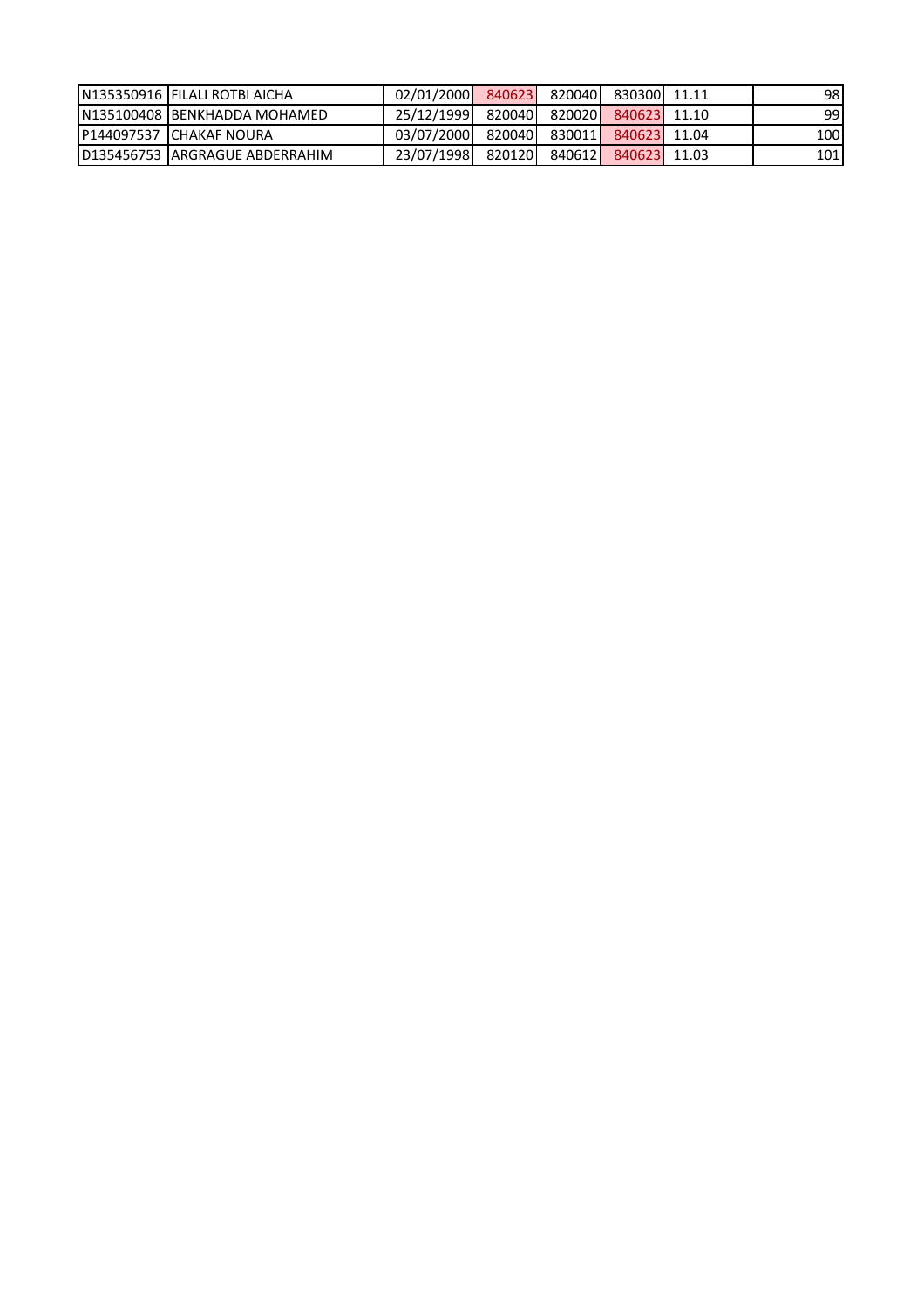| | | | | | | | |
|---|---|---|---|---|---|---|---|
| N135350916 | FILALI ROTBI AICHA | 02/01/2000 | 840623 | 820040 | 830300 | 11.11 | 98 |
| N135100408 | BENKHADDA MOHAMED | 25/12/1999 | 820040 | 820020 | 840623 | 11.10 | 99 |
| P144097537 | CHAKAF NOURA | 03/07/2000 | 820040 | 830011 | 840623 | 11.04 | 100 |
| D135456753 | ARGRAGUE ABDERRAHIM | 23/07/1998 | 820120 | 840612 | 840623 | 11.03 | 101 |